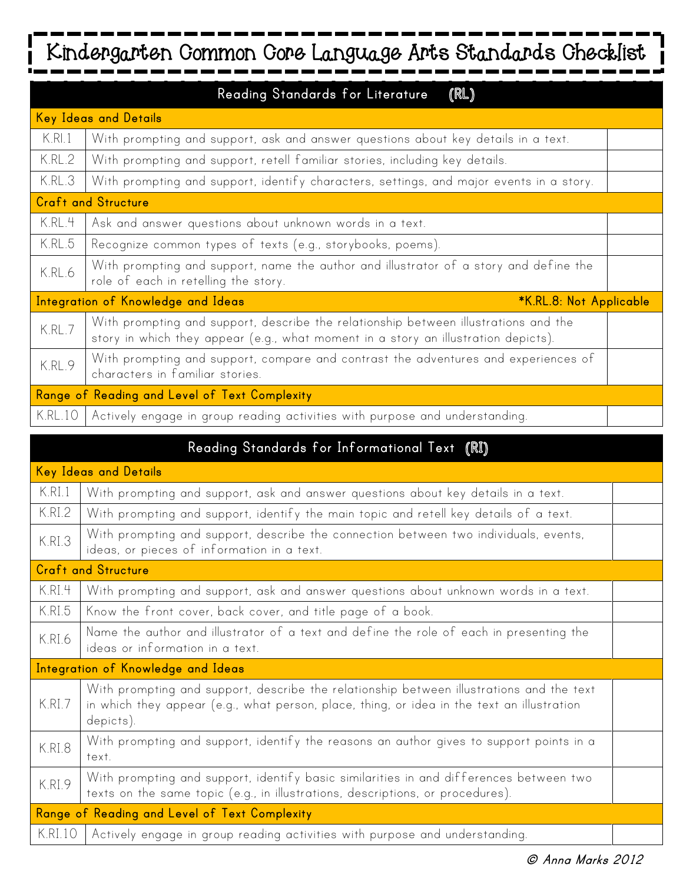# Kindergarten Common Core Language Arts Standards Checklist

| Reading Standards for Literature (RL) | | |
|---|---|---|
| **Key Ideas and Details** | | |
| K.RI.1 | With prompting and support, ask and answer questions about key details in a text. | |
| K.RL.2 | With prompting and support, retell familiar stories, including key details. | |
| K.RL.3 | With prompting and support, identify characters, settings, and major events in a story. | |
| **Craft and Structure** | | |
| K.RL.4 | Ask and answer questions about unknown words in a text. | |
| K.RL.5 | Recognize common types of texts (e.g., storybooks, poems). | |
| K.RL.6 | With prompting and support, name the author and illustrator of a story and define the role of each in retelling the story. | |
| **Integration of Knowledge and Ideas** | *K.RL.8: Not Applicable | |
| K.RL.7 | With prompting and support, describe the relationship between illustrations and the story in which they appear (e.g., what moment in a story an illustration depicts). | |
| K.RL.9 | With prompting and support, compare and contrast the adventures and experiences of characters in familiar stories. | |
| **Range of Reading and Level of Text Complexity** | | |
| K.RL.10 | Actively engage in group reading activities with purpose and understanding. | |

| Reading Standards for Informational Text (RI) | | |
|---|---|---|
| **Key Ideas and Details** | | |
| K.RI.1 | With prompting and support, ask and answer questions about key details in a text. | |
| K.RI.2 | With prompting and support, identify the main topic and retell key details of a text. | |
| K.RI.3 | With prompting and support, describe the connection between two individuals, events, ideas, or pieces of information in a text. | |
| **Craft and Structure** | | |
| K.RI.4 | With prompting and support, ask and answer questions about unknown words in a text. | |
| K.RI.5 | Know the front cover, back cover, and title page of a book. | |
| K.RI.6 | Name the author and illustrator of a text and define the role of each in presenting the ideas or information in a text. | |
| **Integration of Knowledge and Ideas** | | |
| K.RI.7 | With prompting and support, describe the relationship between illustrations and the text in which they appear (e.g., what person, place, thing, or idea in the text an illustration depicts). | |
| K.RI.8 | With prompting and support, identify the reasons an author gives to support points in a text. | |
| K.RI.9 | With prompting and support, identify basic similarities in and differences between two texts on the same topic (e.g., in illustrations, descriptions, or procedures). | |
| **Range of Reading and Level of Text Complexity** | | |
| K.RI.10 | Actively engage in group reading activities with purpose and understanding. | |

© Anna Marks 2012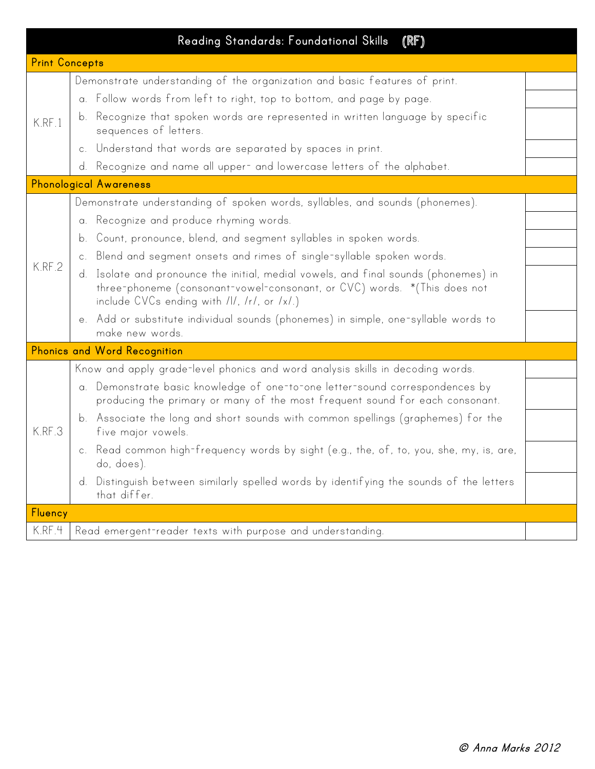| Reading Standards: Foundational Skills (RF) | | |
|---|---|---|
| **Print Concepts** | | |
| K.RF.1 | Demonstrate understanding of the organization and basic features of print. | |
| | a. Follow words from left to right, top to bottom, and page by page. | |
| | b. Recognize that spoken words are represented in written language by specific sequences of letters. | |
| | c. Understand that words are separated by spaces in print. | |
| | d. Recognize and name all upper- and lowercase letters of the alphabet. | |
| **Phonological Awareness** | | |
| K.RF.2 | Demonstrate understanding of spoken words, syllables, and sounds (phonemes). | |
| | a. Recognize and produce rhyming words. | |
| | b. Count, pronounce, blend, and segment syllables in spoken words. | |
| | c. Blend and segment onsets and rimes of single-syllable spoken words. | |
| | d. Isolate and pronounce the initial, medial vowels, and final sounds (phonemes) in three-phoneme (consonant-vowel-consonant, or CVC) words. *(This does not include CVCs ending with /l/, /r/, or /x/.) | |
| | e. Add or substitute individual sounds (phonemes) in simple, one-syllable words to make new words. | |
| **Phonics and Word Recognition** | | |
| K.RF.3 | Know and apply grade-level phonics and word analysis skills in decoding words. | |
| | a. Demonstrate basic knowledge of one-to-one letter-sound correspondences by producing the primary or many of the most frequent sound for each consonant. | |
| | b. Associate the long and short sounds with common spellings (graphemes) for the five major vowels. | |
| | c. Read common high-frequency words by sight (e.g., the, of, to, you, she, my, is, are, do, does). | |
| | d. Distinguish between similarly spelled words by identifying the sounds of the letters that differ. | |
| **Fluency** | | |
| K.RF.4 | Read emergent-reader texts with purpose and understanding. | |

© Anna Marks 2012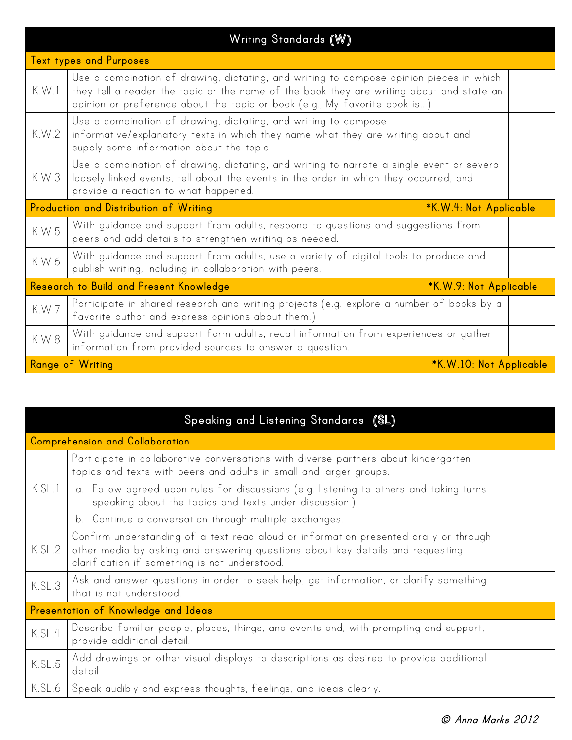| Writing Standards (W) | | |
|---|---|---|
| **Text types and Purposes** | | |
| K.W.1 | Use a combination of drawing, dictating, and writing to compose opinion pieces in which they tell a reader the topic or the name of the book they are writing about and state an opinion or preference about the topic or book (e.g., My favorite book is...). | |
| K.W.2 | Use a combination of drawing, dictating, and writing to compose informative/explanatory texts in which they name what they are writing about and supply some information about the topic. | |
| K.W.3 | Use a combination of drawing, dictating, and writing to narrate a single event or several loosely linked events, tell about the events in the order in which they occurred, and provide a reaction to what happened. | |
| **Production and Distribution of Writing** | ***K.W.4: Not Applicable** | |
| K.W.5 | With guidance and support from adults, respond to questions and suggestions from peers and add details to strengthen writing as needed. | |
| K.W.6 | With guidance and support from adults, use a variety of digital tools to produce and publish writing, including in collaboration with peers. | |
| **Research to Build and Present Knowledge** | ***K.W.9: Not Applicable** | |
| K.W.7 | Participate in shared research and writing projects (e.g. explore a number of books by a favorite author and express opinions about them.) | |
| K.W.8 | With guidance and support form adults, recall information from experiences or gather information from provided sources to answer a question. | |
| **Range of Writing** | ***K.W.10: Not Applicable** | |

| Speaking and Listening Standards (SL) | | |
|---|---|---|
| **Comprehension and Collaboration** | | |
| K.SL.1 | Participate in collaborative conversations with diverse partners about kindergarten topics and texts with peers and adults in small and larger groups. | |
| | a. Follow agreed-upon rules for discussions (e.g. listening to others and taking turns speaking about the topics and texts under discussion.) | |
| | b. Continue a conversation through multiple exchanges. | |
| K.SL.2 | Confirm understanding of a text read aloud or information presented orally or through other media by asking and answering questions about key details and requesting clarification if something is not understood. | |
| K.SL.3 | Ask and answer questions in order to seek help, get information, or clarify something that is not understood. | |
| **Presentation of Knowledge and Ideas** | | |
| K.SL.4 | Describe familiar people, places, things, and events and, with prompting and support, provide additional detail. | |
| K.SL.5 | Add drawings or other visual displays to descriptions as desired to provide additional detail. | |
| K.SL.6 | Speak audibly and express thoughts, feelings, and ideas clearly. | |

*© Anna Marks 2012*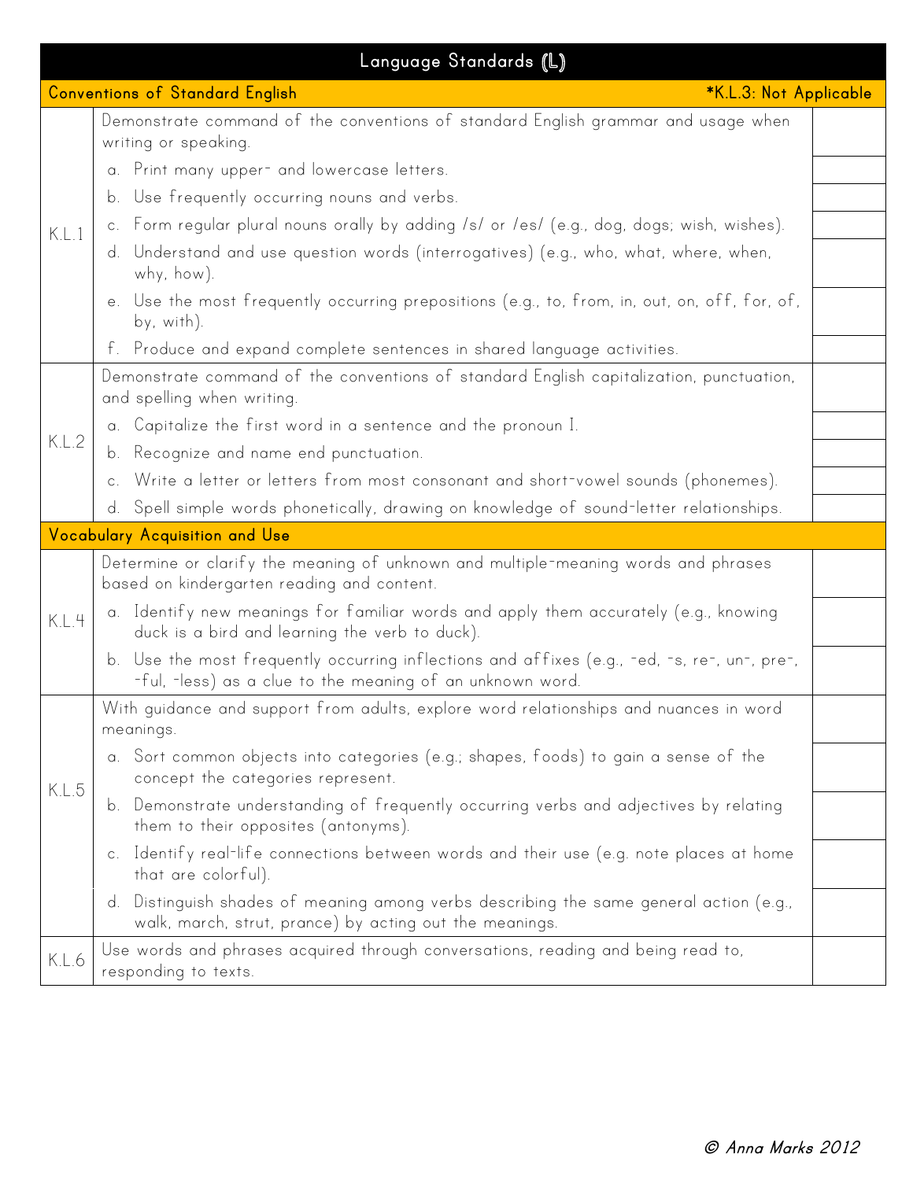| Language Standards (L) | | |
|---|---|---|
| **Conventions of Standard English** | **\*K.L.3: Not Applicable** | |
| K.L.1 | Demonstrate command of the conventions of standard English grammar and usage when writing or speaking. | |
| | a. Print many upper- and lowercase letters. | |
| | b. Use frequently occurring nouns and verbs. | |
| | c. Form regular plural nouns orally by adding /s/ or /es/ (e.g., dog, dogs; wish, wishes). | |
| | d. Understand and use question words (interrogatives) (e.g., who, what, where, when, why, how). | |
| | e. Use the most frequently occurring prepositions (e.g., to, from, in, out, on, off, for, of, by, with). | |
| | f. Produce and expand complete sentences in shared language activities. | |
| K.L.2 | Demonstrate command of the conventions of standard English capitalization, punctuation, and spelling when writing. | |
| | a. Capitalize the first word in a sentence and the pronoun I. | |
| | b. Recognize and name end punctuation. | |
| | c. Write a letter or letters from most consonant and short-vowel sounds (phonemes). | |
| | d. Spell simple words phonetically, drawing on knowledge of sound-letter relationships. | |
| **Vocabulary Acquisition and Use** | | |
| K.L.4 | Determine or clarify the meaning of unknown and multiple-meaning words and phrases based on kindergarten reading and content. | |
| | a. Identify new meanings for familiar words and apply them accurately (e.g., knowing duck is a bird and learning the verb to duck). | |
| | b. Use the most frequently occurring inflections and affixes (e.g., -ed, -s, re-, un-, pre-, -ful, -less) as a clue to the meaning of an unknown word. | |
| K.L.5 | With guidance and support from adults, explore word relationships and nuances in word meanings. | |
| | a. Sort common objects into categories (e.g.; shapes, foods) to gain a sense of the concept the categories represent. | |
| | b. Demonstrate understanding of frequently occurring verbs and adjectives by relating them to their opposites (antonyms). | |
| | c. Identify real-life connections between words and their use (e.g. note places at home that are colorful). | |
| | d. Distinguish shades of meaning among verbs describing the same general action (e.g., walk, march, strut, prance) by acting out the meanings. | |
| K.L.6 | Use words and phrases acquired through conversations, reading and being read to, responding to texts. | |

© Anna Marks 2012